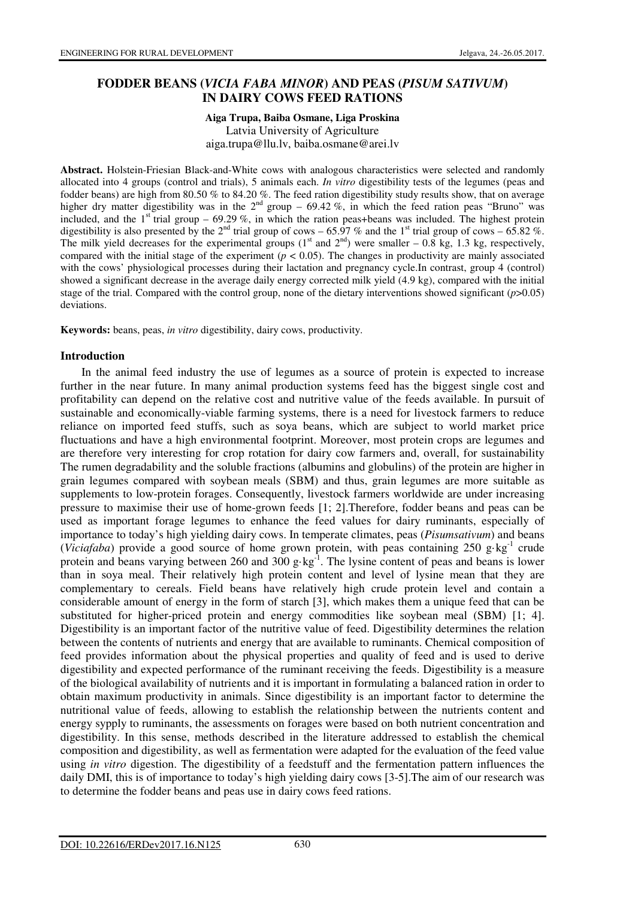# FODDER BEANS (*VICIA FABA MINOR*) AND PEAS (*PISUM SATIVUM*) IN DAIRY COWS FEED RATIONS

**Aiga Trupa, Baiba Osmane, Liga Proskina**
Latvia University of Agriculture
aiga.trupa@llu.lv, baiba.osmane@arei.lv

**Abstract.** Holstein-Friesian Black-and-White cows with analogous characteristics were selected and randomly allocated into 4 groups (control and trials), 5 animals each. *In vitro* digestibility tests of the legumes (peas and fodder beans) are high from 80.50 % to 84.20 %. The feed ration digestibility study results show, that on average higher dry matter digestibility was in the 2[nd] group – 69.42 %, in which the feed ration peas "Bruno" was included, and the 1[st] trial group – 69.29 %, in which the ration peas+beans was included. The highest protein digestibility is also presented by the 2[nd] trial group of cows – 65.97 % and the 1[st] trial group of cows – 65.82 %. The milk yield decreases for the experimental groups (1[st] and 2[nd]) were smaller – 0.8 kg, 1.3 kg, respectively, compared with the initial stage of the experiment ($p < 0.05$). The changes in productivity are mainly associated with the cows' physiological processes during their lactation and pregnancy cycle.In contrast, group 4 (control) showed a significant decrease in the average daily energy corrected milk yield (4.9 kg), compared with the initial stage of the trial. Compared with the control group, none of the dietary interventions showed significant ($p > 0.05$) deviations.

**Keywords:** beans, peas, *in vitro* digestibility, dairy cows, productivity.

## Introduction

In the animal feed industry the use of legumes as a source of protein is expected to increase further in the near future. In many animal production systems feed has the biggest single cost and profitability can depend on the relative cost and nutritive value of the feeds available. In pursuit of sustainable and economically-viable farming systems, there is a need for livestock farmers to reduce reliance on imported feed stuffs, such as soya beans, which are subject to world market price fluctuations and have a high environmental footprint. Moreover, most protein crops are legumes and are therefore very interesting for crop rotation for dairy cow farmers and, overall, for sustainability The rumen degradability and the soluble fractions (albumins and globulins) of the protein are higher in grain legumes compared with soybean meals (SBM) and thus, grain legumes are more suitable as supplements to low-protein forages. Consequently, livestock farmers worldwide are under increasing pressure to maximise their use of home-grown feeds [1; 2].Therefore, fodder beans and peas can be used as important forage legumes to enhance the feed values for dairy ruminants, especially of importance to today's high yielding dairy cows. In temperate climates, peas (*Pisumsativum*) and beans (*Viciafaba*) provide a good source of home grown protein, with peas containing 250 $g \cdot kg^{-1}$ crude protein and beans varying between 260 and 300 $g \cdot kg^{-1}$. The lysine content of peas and beans is lower than in soya meal. Their relatively high protein content and level of lysine mean that they are complementary to cereals. Field beans have relatively high crude protein level and contain a considerable amount of energy in the form of starch [3], which makes them a unique feed that can be substituted for higher-priced protein and energy commodities like soybean meal (SBM) [1; 4]. Digestibility is an important factor of the nutritive value of feed. Digestibility determines the relation between the contents of nutrients and energy that are available to ruminants. Chemical composition of feed provides information about the physical properties and quality of feed and is used to derive digestibility and expected performance of the ruminant receiving the feeds. Digestibility is a measure of the biological availability of nutrients and it is important in formulating a balanced ration in order to obtain maximum productivity in animals. Since digestibility is an important factor to determine the nutritional value of feeds, allowing to establish the relationship between the nutrients content and energy sypply to ruminants, the assessments on forages were based on both nutrient concentration and digestibility. In this sense, methods described in the literature addressed to establish the chemical composition and digestibility, as well as fermentation were adapted for the evaluation of the feed value using *in vitro* digestion. The digestibility of a feedstuff and the fermentation pattern influences the daily DMI, this is of importance to today's high yielding dairy cows [3-5].The aim of our research was to determine the fodder beans and peas use in dairy cows feed rations.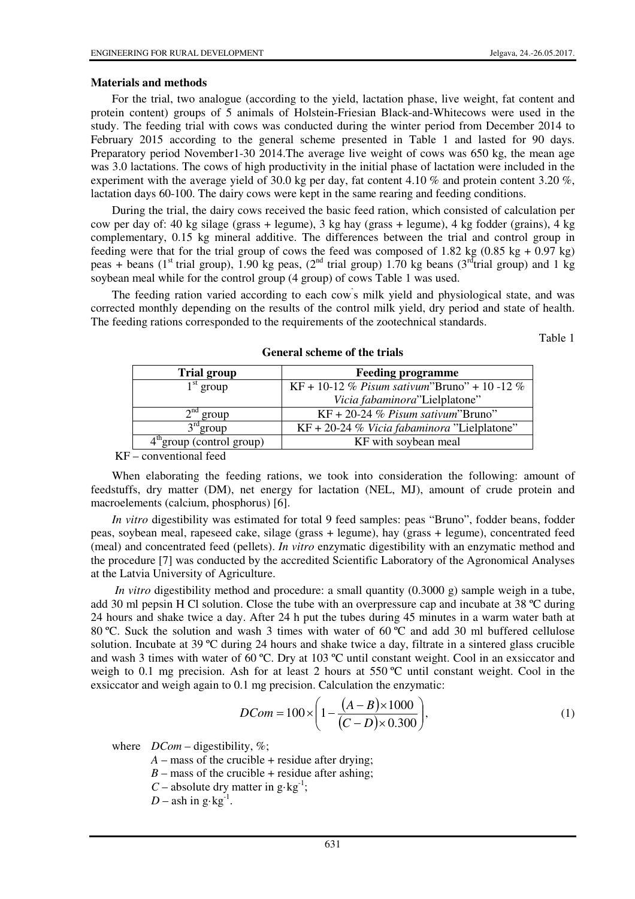### Materials and methods

For the trial, two analogue (according to the yield, lactation phase, live weight, fat content and protein content) groups of 5 animals of Holstein-Friesian Black-and-Whitecows were used in the study. The feeding trial with cows was conducted during the winter period from December 2014 to February 2015 according to the general scheme presented in Table 1 and lasted for 90 days. Preparatory period November1-30 2014.The average live weight of cows was 650 kg, the mean age was 3.0 lactations. The cows of high productivity in the initial phase of lactation were included in the experiment with the average yield of 30.0 kg per day, fat content 4.10 % and protein content 3.20 %, lactation days 60-100. The dairy cows were kept in the same rearing and feeding conditions.

During the trial, the dairy cows received the basic feed ration, which consisted of calculation per cow per day of: 40 kg silage (grass + legume), 3 kg hay (grass + legume), 4 kg fodder (grains), 4 kg complementary, 0.15 kg mineral additive. The differences between the trial and control group in feeding were that for the trial group of cows the feed was composed of 1.82 kg (0.85 kg + 0.97 kg) peas + beans (1st trial group), 1.90 kg peas, (2nd trial group) 1.70 kg beans (3rd trial group) and 1 kg soybean meal while for the control group (4 group) of cows Table 1 was used.

The feeding ration varied according to each cow's milk yield and physiological state, and was corrected monthly depending on the results of the control milk yield, dry period and state of health. The feeding rations corresponded to the requirements of the zootechnical standards.

Table 1

**General scheme of the trials**

| Trial group | Feeding programme |
|---|---|
| 1st group | KF + 10-12 % *Pisum sativum*"Bruno" + 10 -12 % *Vicia fabaminora*"Lielplatone" |
| 2nd group | KF + 20-24 % *Pisum sativum*"Bruno" |
| 3rd group | KF + 20-24 % *Vicia fabaminora* "Lielplatone" |
| 4th group (control group) | KF with soybean meal |

KF – conventional feed

When elaborating the feeding rations, we took into consideration the following: amount of feedstuffs, dry matter (DM), net energy for lactation (NEL, MJ), amount of crude protein and macroelements (calcium, phosphorus) [6].

*In vitro* digestibility was estimated for total 9 feed samples: peas "Bruno", fodder beans, fodder peas, soybean meal, rapeseed cake, silage (grass + legume), hay (grass + legume), concentrated feed (meal) and concentrated feed (pellets). *In vitro* enzymatic digestibility with an enzymatic method and the procedure [7] was conducted by the accredited Scientific Laboratory of the Agronomical Analyses at the Latvia University of Agriculture.

*In vitro* digestibility method and procedure: a small quantity (0.3000 g) sample weigh in a tube, add 30 ml pepsin H Cl solution. Close the tube with an overpressure cap and incubate at 38 ºC during 24 hours and shake twice a day. After 24 h put the tubes during 45 minutes in a warm water bath at 80 ºC. Suck the solution and wash 3 times with water of 60 ºC and add 30 ml buffered cellulose solution. Incubate at 39 ºC during 24 hours and shake twice a day, filtrate in a sintered glass crucible and wash 3 times with water of 60 ºC. Dry at 103 ºC until constant weight. Cool in an exsiccator and weigh to 0.1 mg precision. Ash for at least 2 hours at 550 ºC until constant weight. Cool in the exsiccator and weigh again to 0.1 mg precision. Calculation the enzymatic:

$$DCom = 100 \times \left(1 - \frac{(A-B)\times 1000}{(C-D)\times 0.300}\right), \tag{1}$$

where $DCom$ – digestibility, %;

$A$ – mass of the crucible + residue after drying;

$B$ – mass of the crucible + residue after ashing;

$C$ – absolute dry matter in $g \cdot kg^{-1}$;

$D$ – ash in $g \cdot kg^{-1}$.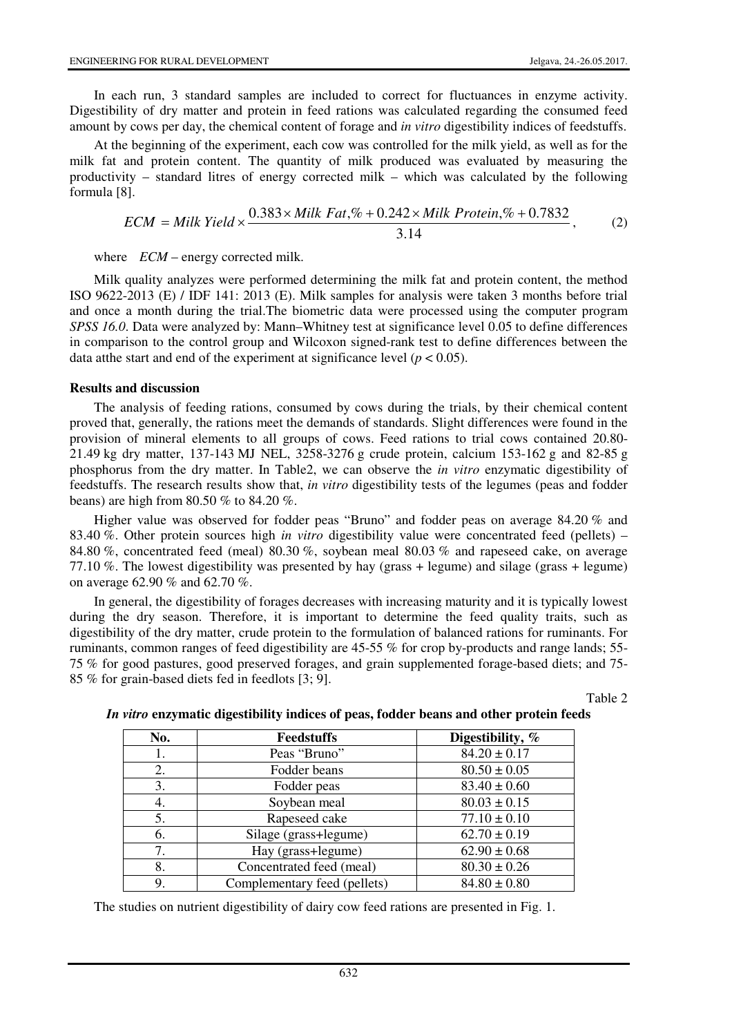In each run, 3 standard samples are included to correct for fluctuances in enzyme activity. Digestibility of dry matter and protein in feed rations was calculated regarding the consumed feed amount by cows per day, the chemical content of forage and *in vitro* digestibility indices of feedstuffs.

At the beginning of the experiment, each cow was controlled for the milk yield, as well as for the milk fat and protein content. The quantity of milk produced was evaluated by measuring the productivity – standard litres of energy corrected milk – which was calculated by the following formula [8].

$$ECM = Milk\ Yield \times \frac{0.383 \times Milk\ Fat,\% + 0.242 \times Milk\ Protein,\% + 0.7832}{3.14}, \qquad (2)$$

where $ECM$ – energy corrected milk.

Milk quality analyzes were performed determining the milk fat and protein content, the method ISO 9622-2013 (E) / IDF 141: 2013 (E). Milk samples for analysis were taken 3 months before trial and once a month during the trial.The biometric data were processed using the computer program *SPSS 16.0*. Data were analyzed by: Mann–Whitney test at significance level 0.05 to define differences in comparison to the control group and Wilcoxon signed-rank test to define differences between the data atthe start and end of the experiment at significance level ($p < 0.05$).

## Results and discussion

The analysis of feeding rations, consumed by cows during the trials, by their chemical content proved that, generally, the rations meet the demands of standards. Slight differences were found in the provision of mineral elements to all groups of cows. Feed rations to trial cows contained 20.80-21.49 kg dry matter, 137-143 MJ NEL, 3258-3276 g crude protein, calcium 153-162 g and 82-85 g phosphorus from the dry matter. In Table2, we can observe the *in vitro* enzymatic digestibility of feedstuffs. The research results show that, *in vitro* digestibility tests of the legumes (peas and fodder beans) are high from 80.50 % to 84.20 %.

Higher value was observed for fodder peas "Bruno" and fodder peas on average 84.20 % and 83.40 %. Other protein sources high *in vitro* digestibility value were concentrated feed (pellets) – 84.80 %, concentrated feed (meal) 80.30 %, soybean meal 80.03 % and rapeseed cake, on average 77.10 %. The lowest digestibility was presented by hay (grass + legume) and silage (grass + legume) on average 62.90 % and 62.70 %.

In general, the digestibility of forages decreases with increasing maturity and it is typically lowest during the dry season. Therefore, it is important to determine the feed quality traits, such as digestibility of the dry matter, crude protein to the formulation of balanced rations for ruminants. For ruminants, common ranges of feed digestibility are 45-55 % for crop by-products and range lands; 55-75 % for good pastures, good preserved forages, and grain supplemented forage-based diets; and 75-85 % for grain-based diets fed in feedlots [3; 9].

Table 2

***In vitro* enzymatic digestibility indices of peas, fodder beans and other protein feeds**

| No. | Feedstuffs | Digestibility, % |
|---|---|---|
| 1. | Peas "Bruno" | 84.20 ± 0.17 |
| 2. | Fodder beans | 80.50 ± 0.05 |
| 3. | Fodder peas | 83.40 ± 0.60 |
| 4. | Soybean meal | 80.03 ± 0.15 |
| 5. | Rapeseed cake | 77.10 ± 0.10 |
| 6. | Silage (grass+legume) | 62.70 ± 0.19 |
| 7. | Hay (grass+legume) | 62.90 ± 0.68 |
| 8. | Concentrated feed (meal) | 80.30 ± 0.26 |
| 9. | Complementary feed (pellets) | 84.80 ± 0.80 |

The studies on nutrient digestibility of dairy cow feed rations are presented in Fig. 1.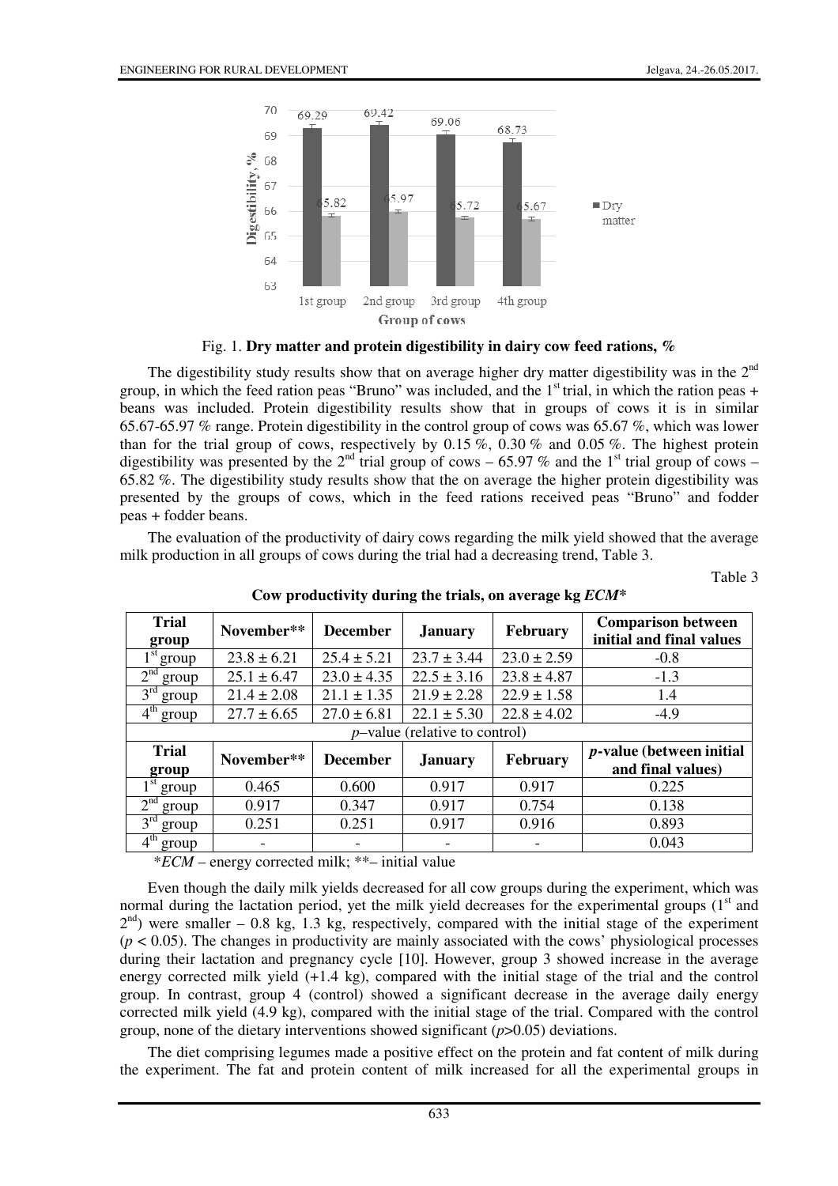Fig. 1. **Dry matter and protein digestibility in dairy cow feed rations, %**

The digestibility study results show that on average higher dry matter digestibility was in the 2nd group, in which the feed ration peas "Bruno" was included, and the 1st trial, in which the ration peas + beans was included. Protein digestibility results show that in groups of cows it is in similar 65.67-65.97 % range. Protein digestibility in the control group of cows was 65.67 %, which was lower than for the trial group of cows, respectively by 0.15 %, 0.30 % and 0.05 %. The highest protein digestibility was presented by the 2nd trial group of cows – 65.97 % and the 1st trial group of cows – 65.82 %. The digestibility study results show that the on average the higher protein digestibility was presented by the groups of cows, which in the feed rations received peas "Bruno" and fodder peas + fodder beans.

The evaluation of the productivity of dairy cows regarding the milk yield showed that the average milk production in all groups of cows during the trial had a decreasing trend, Table 3.

Table 3

**Cow productivity during the trials, on average kg *ECM****

| **Trial group** | **November**** | **December** | **January** | **February** | **Comparison between initial and final values** |
|---|---|---|---|---|---|
| 1st group | 23.8 ± 6.21 | 25.4 ± 5.21 | 23.7 ± 3.44 | 23.0 ± 2.59 | -0.8 |
| 2nd group | 25.1 ± 6.47 | 23.0 ± 4.35 | 22.5 ± 3.16 | 23.8 ± 4.87 | -1.3 |
| 3rd group | 21.4 ± 2.08 | 21.1 ± 1.35 | 21.9 ± 2.28 | 22.9 ± 1.58 | 1.4 |
| 4th group | 27.7 ± 6.65 | 27.0 ± 6.81 | 22.1 ± 5.30 | 22.8 ± 4.02 | -4.9 |
| *p*–value (relative to control) | | | | | |
| **Trial group** | **November**** | **December** | **January** | **February** | ***p*-value (between initial and final values)** |
| 1st group | 0.465 | 0.600 | 0.917 | 0.917 | 0.225 |
| 2nd group | 0.917 | 0.347 | 0.917 | 0.754 | 0.138 |
| 3rd group | 0.251 | 0.251 | 0.917 | 0.916 | 0.893 |
| 4th group | - | - | - | - | 0.043 |

\**ECM* – energy corrected milk; **– initial value

Even though the daily milk yields decreased for all cow groups during the experiment, which was normal during the lactation period, yet the milk yield decreases for the experimental groups (1st and 2nd) were smaller – 0.8 kg, 1.3 kg, respectively, compared with the initial stage of the experiment ($p < 0.05$). The changes in productivity are mainly associated with the cows' physiological processes during their lactation and pregnancy cycle [10]. However, group 3 showed increase in the average energy corrected milk yield (+1.4 kg), compared with the initial stage of the trial and the control group. In contrast, group 4 (control) showed a significant decrease in the average daily energy corrected milk yield (4.9 kg), compared with the initial stage of the trial. Compared with the control group, none of the dietary interventions showed significant ($p$>0.05) deviations.

The diet comprising legumes made a positive effect on the protein and fat content of milk during the experiment. The fat and protein content of milk increased for all the experimental groups in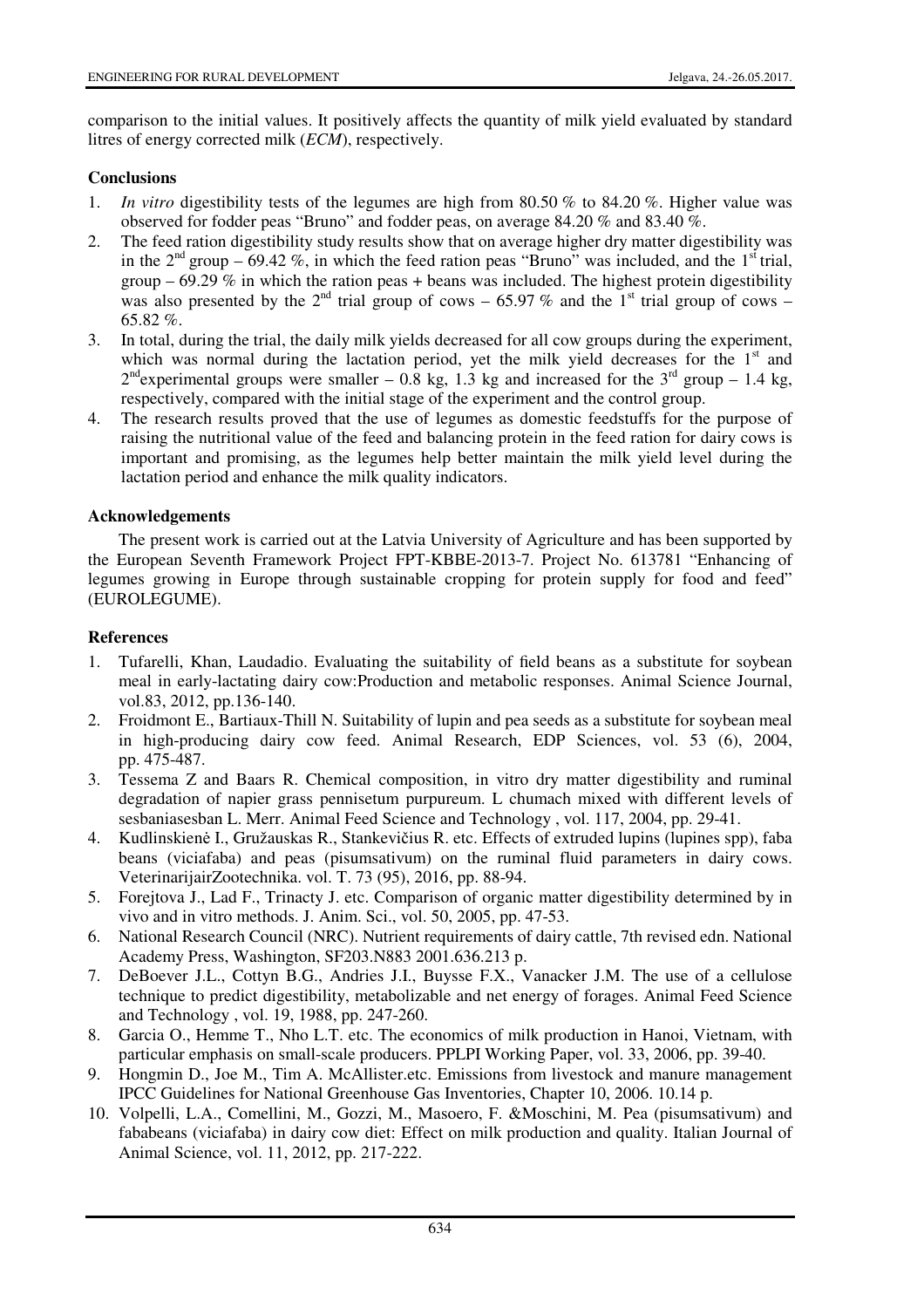comparison to the initial values. It positively affects the quantity of milk yield evaluated by standard litres of energy corrected milk (*ECM*), respectively.

## Conclusions

1. *In vitro* digestibility tests of the legumes are high from 80.50 % to 84.20 %. Higher value was observed for fodder peas "Bruno" and fodder peas, on average 84.20 % and 83.40 %.
2. The feed ration digestibility study results show that on average higher dry matter digestibility was in the 2nd group – 69.42 %, in which the feed ration peas "Bruno" was included, and the 1st trial, group – 69.29 % in which the ration peas + beans was included. The highest protein digestibility was also presented by the 2nd trial group of cows – 65.97 % and the 1st trial group of cows – 65.82 %.
3. In total, during the trial, the daily milk yields decreased for all cow groups during the experiment, which was normal during the lactation period, yet the milk yield decreases for the 1st and 2ndexperimental groups were smaller – 0.8 kg, 1.3 kg and increased for the 3rd group – 1.4 kg, respectively, compared with the initial stage of the experiment and the control group.
4. The research results proved that the use of legumes as domestic feedstuffs for the purpose of raising the nutritional value of the feed and balancing protein in the feed ration for dairy cows is important and promising, as the legumes help better maintain the milk yield level during the lactation period and enhance the milk quality indicators.

## Acknowledgements

The present work is carried out at the Latvia University of Agriculture and has been supported by the European Seventh Framework Project FPT-KBBE-2013-7. Project No. 613781 "Enhancing of legumes growing in Europe through sustainable cropping for protein supply for food and feed" (EUROLEGUME).

## References

1. Tufarelli, Khan, Laudadio. Evaluating the suitability of field beans as a substitute for soybean meal in early-lactating dairy cow:Production and metabolic responses. Animal Science Journal, vol.83, 2012, pp.136-140.
2. Froidmont E., Bartiaux-Thill N. Suitability of lupin and pea seeds as a substitute for soybean meal in high-producing dairy cow feed. Animal Research, EDP Sciences, vol. 53 (6), 2004, pp. 475-487.
3. Tessema Z and Baars R. Chemical composition, in vitro dry matter digestibility and ruminal degradation of napier grass pennisetum purpureum. L chumach mixed with different levels of sesbaniasesban L. Merr. Animal Feed Science and Technology , vol. 117, 2004, pp. 29-41.
4. Kudlinskienė I., Gružauskas R., Stankevičius R. etc. Effects of extruded lupins (lupines spp), faba beans (viciafaba) and peas (pisumsativum) on the ruminal fluid parameters in dairy cows. VeterinarijairZootechnika. vol. T. 73 (95), 2016, pp. 88-94.
5. Forejtova J., Lad F., Trinacty J. etc. Comparison of organic matter digestibility determined by in vivo and in vitro methods. J. Anim. Sci., vol. 50, 2005, pp. 47-53.
6. National Research Council (NRC). Nutrient requirements of dairy cattle, 7th revised edn. National Academy Press, Washington, SF203.N883 2001.636.213 p.
7. DeBoever J.L., Cottyn B.G., Andries J.I., Buysse F.X., Vanacker J.M. The use of a cellulose technique to predict digestibility, metabolizable and net energy of forages. Animal Feed Science and Technology , vol. 19, 1988, pp. 247-260.
8. Garcia O., Hemme T., Nho L.T. etc. The economics of milk production in Hanoi, Vietnam, with particular emphasis on small-scale producers. PPLPI Working Paper, vol. 33, 2006, pp. 39-40.
9. Hongmin D., Joe M., Tim A. McAllister.etc. Emissions from livestock and manure management IPCC Guidelines for National Greenhouse Gas Inventories, Chapter 10, 2006. 10.14 p.
10. Volpelli, L.A., Comellini, M., Gozzi, M., Masoero, F. &Moschini, M. Pea (pisumsativum) and fababeans (viciafaba) in dairy cow diet: Effect on milk production and quality. Italian Journal of Animal Science, vol. 11, 2012, pp. 217-222.